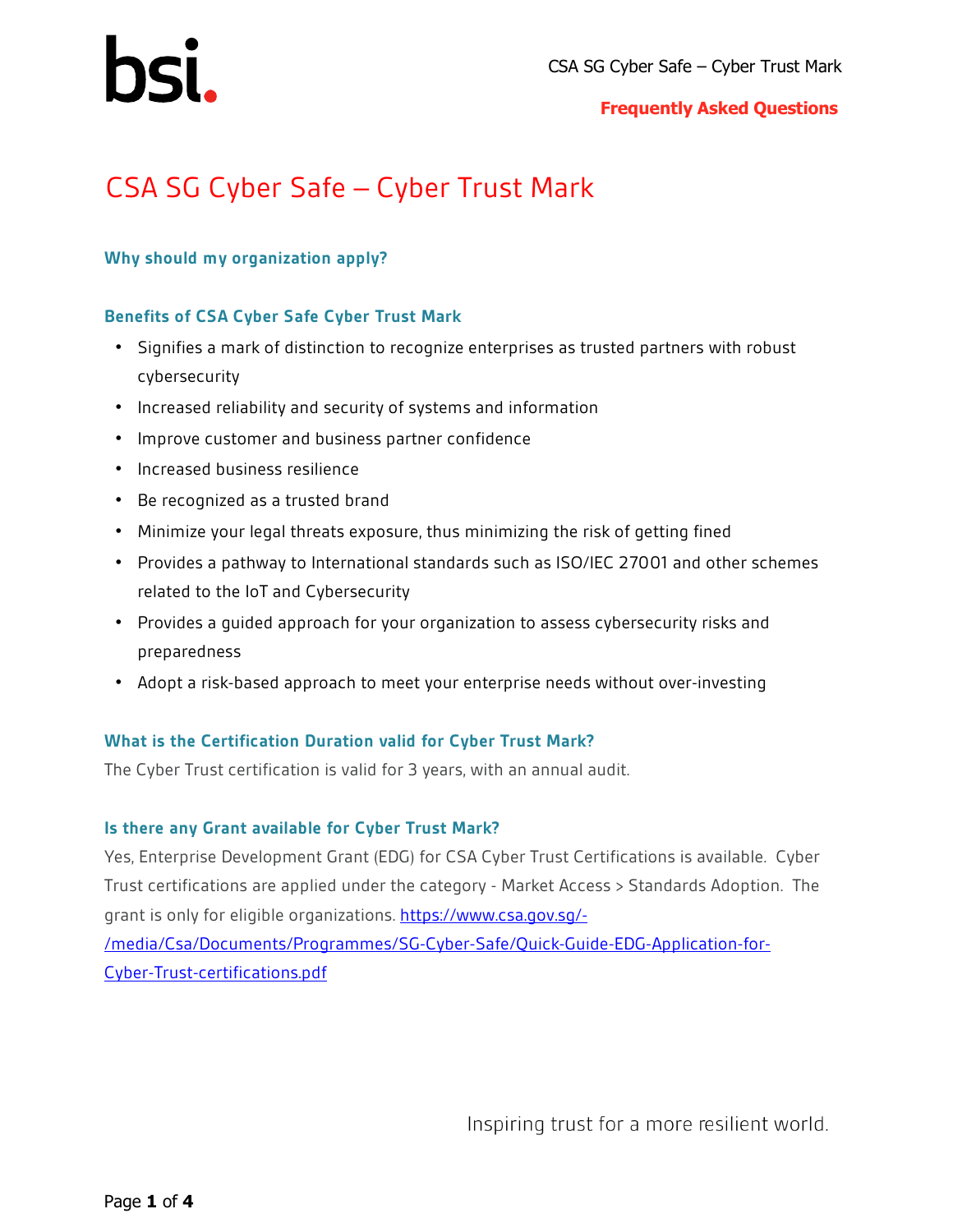# CSA SG Cyber Safe – Cyber Trust Mark

### Why should my organization apply?

### Benefits of CSA Cyber Safe Cyber Trust Mark

- Signifies a mark of distinction to recognize enterprises as trusted partners with robust cybersecurity
- Increased reliability and security of systems and information
- Improve customer and business partner confidence
- Increased business resilience
- Be recognized as a trusted brand
- Minimize your legal threats exposure, thus minimizing the risk of getting fined
- Provides a pathway to International standards such as ISO/IEC 27001 and other schemes related to the IoT and Cybersecurity
- Provides a guided approach for your organization to assess cybersecurity risks and preparedness
- Adopt a risk-based approach to meet your enterprise needs without over-investing

### What is the Certification Duration valid for Cyber Trust Mark?

The Cyber Trust certification is valid for 3 years, with an annual audit.

### Is there any Grant available for Cyber Trust Mark?

Yes, Enterprise Development Grant (EDG) for CSA Cyber Trust Certifications is available. Cyber Trust certifications are applied under the category - Market Access > Standards Adoption. The grant is only for eligible organizations. https://www.csa.gov.sg/-/media/Csa/Documents/Programmes/SG-Cyber-Safe/Quick-Guide-EDG-Application-for-Cyber-Trust-certifications.pdf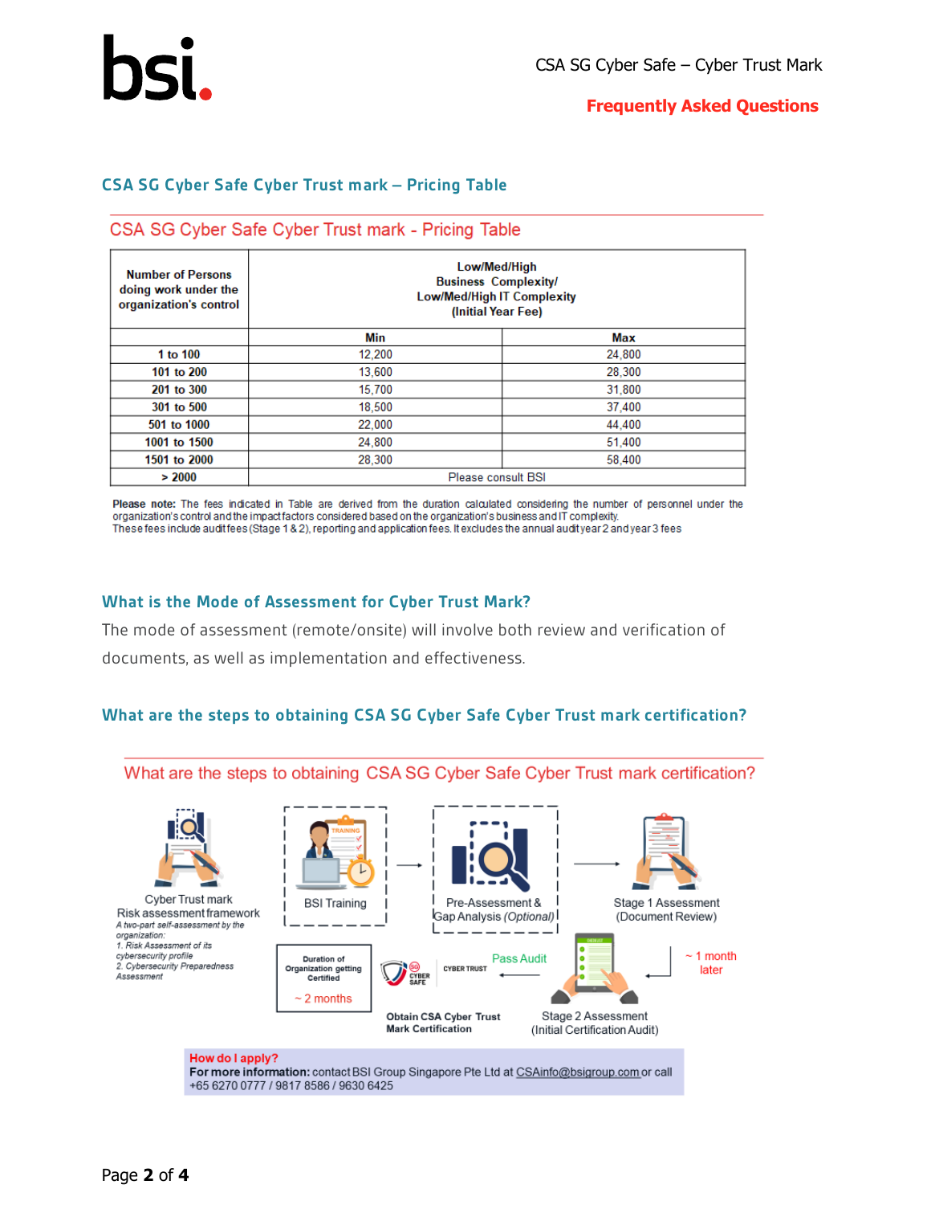## CSA SG Cyber Safe Cyber Trust mark – Pricing Table

### CSA SG Cyber Safe Cyber Trust mark - Pricing Table

| Number of Persons doing work under the organization's control | Low/Med/High Business Complexity/ Low/Med/High IT Complexity (Initial Year Fee) | |
|---|---|---|
| | Min | Max |
| 1 to 100 | 12,200 | 24,800 |
| 101 to 200 | 13,600 | 28,300 |
| 201 to 300 | 15,700 | 31,800 |
| 301 to 500 | 18,500 | 37,400 |
| 501 to 1000 | 22,000 | 44,400 |
| 1001 to 1500 | 24,800 | 51,400 |
| 1501 to 2000 | 28,300 | 58,400 |
| > 2000 | Please consult BSI | |

**Please note:** The fees indicated in Table are derived from the duration calculated considering the number of personnel under the organization's control and the impact factors considered based on the organization's business and IT complexity.
These fees include audit fees (Stage 1 & 2), reporting and application fees. It excludes the annual audit year 2 and year 3 fees

## What is the Mode of Assessment for Cyber Trust Mark?

The mode of assessment (remote/onsite) will involve both review and verification of documents, as well as implementation and effectiveness.

## What are the steps to obtaining CSA SG Cyber Safe Cyber Trust mark certification?

### What are the steps to obtaining CSA SG Cyber Safe Cyber Trust mark certification?

Cyber Trust mark Risk assessment framework
*A two-part self-assessment by the organization:*
*1. Risk Assessment of its cybersecurity profile*
*2. Cybersecurity Preparedness Assessment*

BSI Training → Pre-Assessment & Gap Analysis *(Optional)* → Stage 1 Assessment (Document Review) → ~ 1 month later → Stage 2 Assessment (Initial Certification Audit) → Pass Audit → Obtain CSA Cyber Trust Mark Certification

Duration of Organization getting Certified: ~ 2 months

**How do I apply?**
**For more information:** contact BSI Group Singapore Pte Ltd at CSAinfo@bsigroup.com or call +65 6270 0777 / 9817 8586 / 9630 6425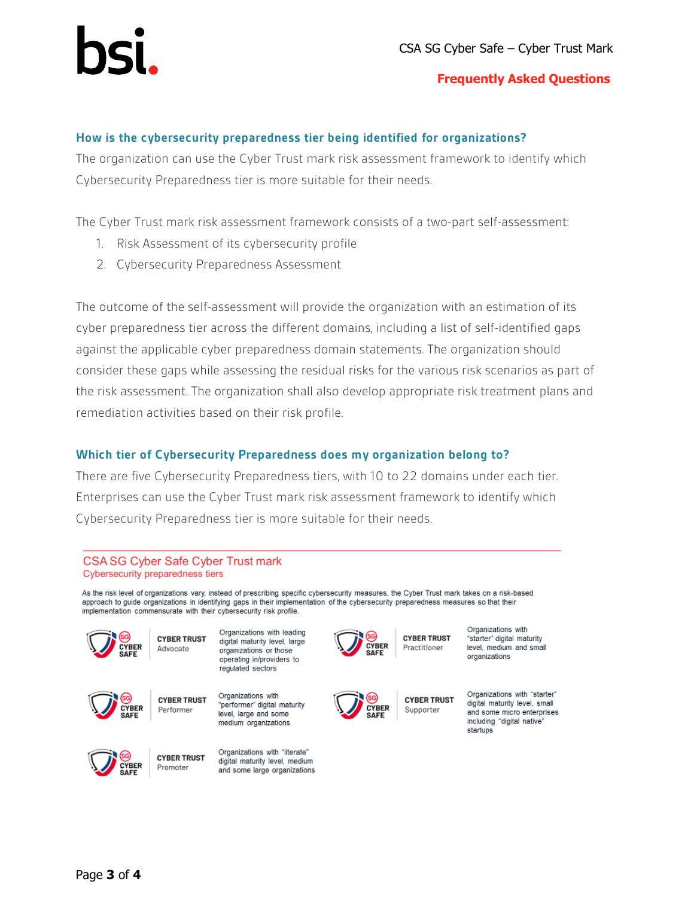## How is the cybersecurity preparedness tier being identified for organizations?

The organization can use the Cyber Trust mark risk assessment framework to identify which Cybersecurity Preparedness tier is more suitable for their needs.

The Cyber Trust mark risk assessment framework consists of a two-part self-assessment:

1. Risk Assessment of its cybersecurity profile
2. Cybersecurity Preparedness Assessment

The outcome of the self-assessment will provide the organization with an estimation of its cyber preparedness tier across the different domains, including a list of self-identified gaps against the applicable cyber preparedness domain statements. The organization should consider these gaps while assessing the residual risks for the various risk scenarios as part of the risk assessment. The organization shall also develop appropriate risk treatment plans and remediation activities based on their risk profile.

## Which tier of Cybersecurity Preparedness does my organization belong to?

There are five Cybersecurity Preparedness tiers, with 10 to 22 domains under each tier. Enterprises can use the Cyber Trust mark risk assessment framework to identify which Cybersecurity Preparedness tier is more suitable for their needs.

### CSA SG Cyber Safe Cyber Trust mark
Cybersecurity preparedness tiers

As the risk level of organizations vary, instead of prescribing specific cybersecurity measures, the Cyber Trust mark takes on a risk-based approach to guide organizations in identifying gaps in their implementation of the cybersecurity preparedness measures so that their implementation commensurate with their cybersecurity risk profile.

| Tier | Description |
|---|---|
| CYBER TRUST Advocate | Organizations with leading digital maturity level, large organizations or those operating in/providers to regulated sectors |
| CYBER TRUST Practitioner | Organizations with "starter" digital maturity level, medium and small organizations |
| CYBER TRUST Performer | Organizations with "performer" digital maturity level, large and some medium organizations |
| CYBER TRUST Supporter | Organizations with "starter" digital maturity level, small and some micro enterprises including "digital native" startups |
| CYBER TRUST Promoter | Organizations with "literate" digital maturity level, medium and some large organizations |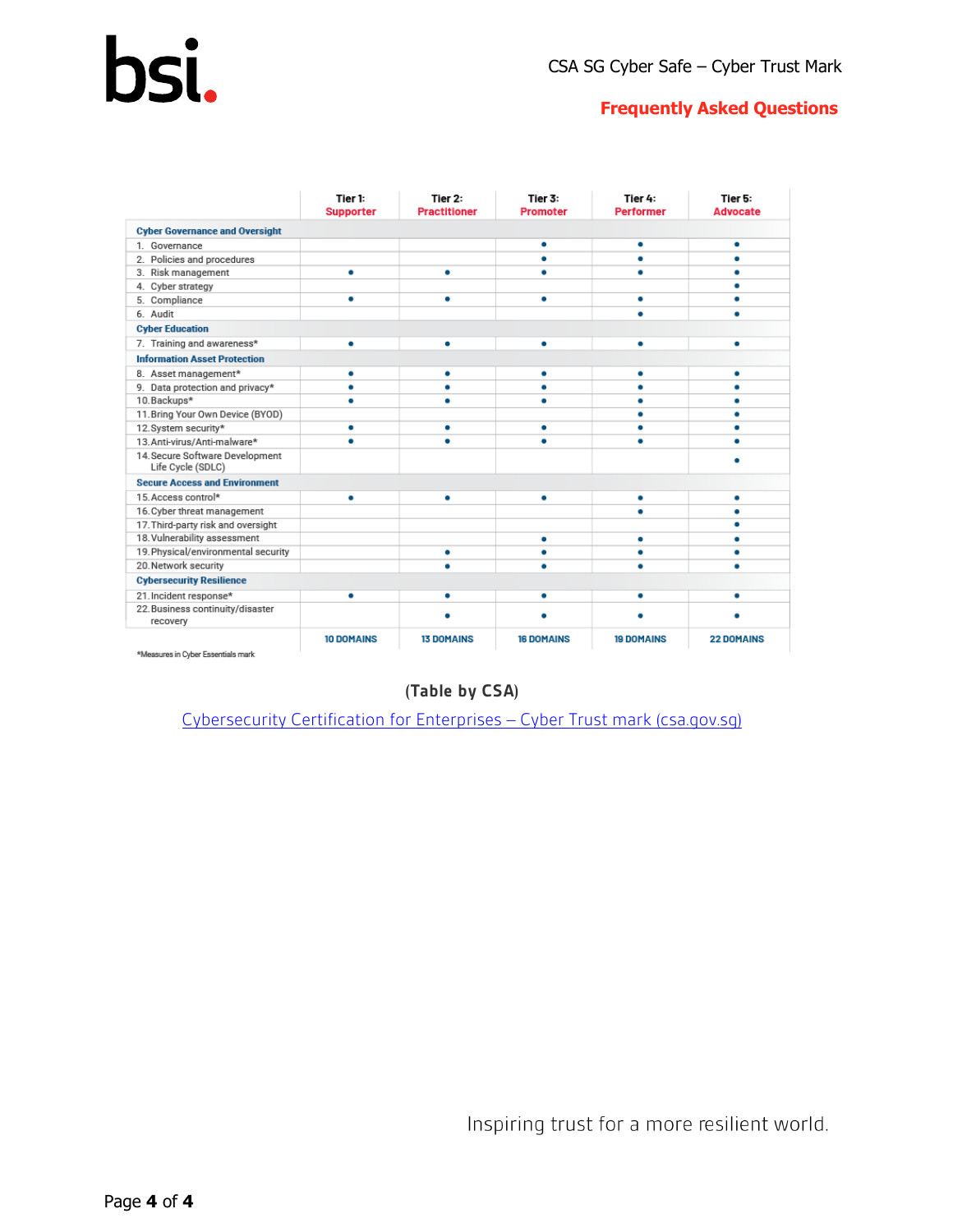| | Tier 1: Supporter | Tier 2: Practitioner | Tier 3: Promoter | Tier 4: Performer | Tier 5: Advocate |
|---|---|---|---|---|---|
| **Cyber Governance and Oversight** | | | | | |
| 1. Governance | | | • | • | • |
| 2. Policies and procedures | | | • | • | • |
| 3. Risk management | • | • | • | • | • |
| 4. Cyber strategy | | | | | • |
| 5. Compliance | • | • | • | • | • |
| 6. Audit | | | | • | • |
| **Cyber Education** | | | | | |
| 7. Training and awareness* | • | • | • | • | • |
| **Information Asset Protection** | | | | | |
| 8. Asset management* | • | • | • | • | • |
| 9. Data protection and privacy* | • | • | • | • | • |
| 10. Backups* | • | • | • | • | • |
| 11. Bring Your Own Device (BYOD) | | | | • | • |
| 12. System security* | • | • | • | • | • |
| 13. Anti-virus/Anti-malware* | • | • | • | • | • |
| 14. Secure Software Development Life Cycle (SDLC) | | | | | • |
| **Secure Access and Environment** | | | | | |
| 15. Access control* | • | • | • | • | • |
| 16. Cyber threat management | | | | • | • |
| 17. Third-party risk and oversight | | | | | • |
| 18. Vulnerability assessment | | | • | • | • |
| 19. Physical/environmental security | | • | • | • | • |
| 20. Network security | | • | • | • | • |
| **Cybersecurity Resilience** | | | | | |
| 21. Incident response* | • | • | • | • | • |
| 22. Business continuity/disaster recovery | | • | • | • | • |
| | 10 DOMAINS | 13 DOMAINS | 16 DOMAINS | 19 DOMAINS | 22 DOMAINS |

*Measures in Cyber Essentials mark

(Table by CSA)

[Cybersecurity Certification for Enterprises – Cyber Trust mark (csa.gov.sg)](csa.gov.sg)

Inspiring trust for a more resilient world.